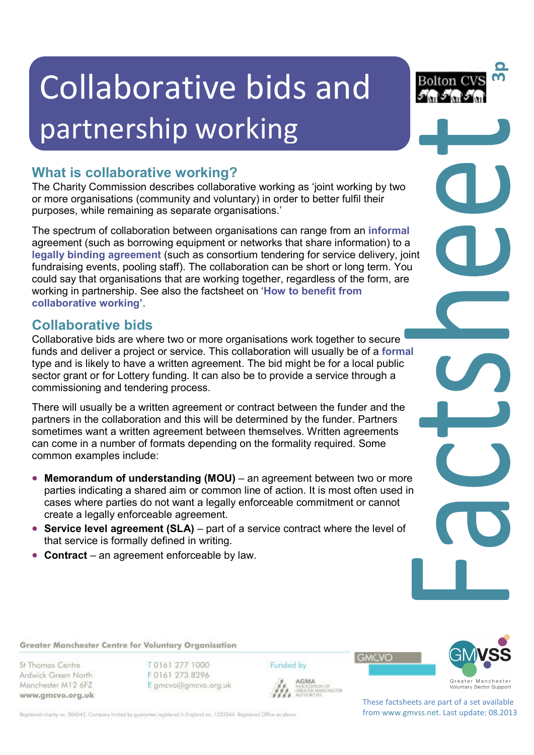# Collaborative bids and partnership working

## What is collaborative working?

The Charity Commission describes collaborative working as 'joint working by two or more organisations (community and voluntary) in order to better fulfil their purposes, while remaining as separate organisations.'

The spectrum of collaboration between organisations can range from an **informal** agreement (such as borrowing equipment or networks that share information) to a **legally binding agreement** (such as consortium tendering for service delivery, joint fundraising events, pooling staff). The collaboration can be short or long term. You could say that organisations that are working together, regardless of the form, are working in partnership. See also the factsheet on '**How to benefit from collaborative working**'.

## Collaborative bids

Collaborative bids are where two or more organisations work together to secure funds and deliver a project or service. This collaboration will usually be of a **formal** type and is likely to have a written agreement. The bid might be for a local public sector grant or for Lottery funding. It can also be to provide a service through a commissioning and tendering process.

There will usually be a written agreement or contract between the funder and the partners in the collaboration and this will be determined by the funder. Partners sometimes want a written agreement between themselves. Written agreements can come in a number of formats depending on the formality required. Some common examples include:

- **Memorandum of understanding (MOU)** – an agreement between two or more parties indicating a shared aim or common line of action. It is most often used in cases where parties do not want a legally enforceable commitment or cannot create a legally enforceable agreement.
- **Service level agreement (SLA)** – part of a service contract where the level of that service is formally defined in writing.
- **Contract** – an agreement enforceable by law.

**Greater Manchester Centre for Voluntary Organisation**

St Thomas Centre
Ardwick Green North
Manchester M12 6FZ
www.gmcvo.org.uk

T 0161 277 1000
F 0161 273 8296
E gmcvo@gmcvo.org.uk

Funded by AGMA Association of Greater Manchester Authorities

Registered charity no. 504542. Company limited by guarantee registered in England no. 1223344. Registered Office as above

These factsheets are part of a set available from www.gmvss.net. Last update: 08.2013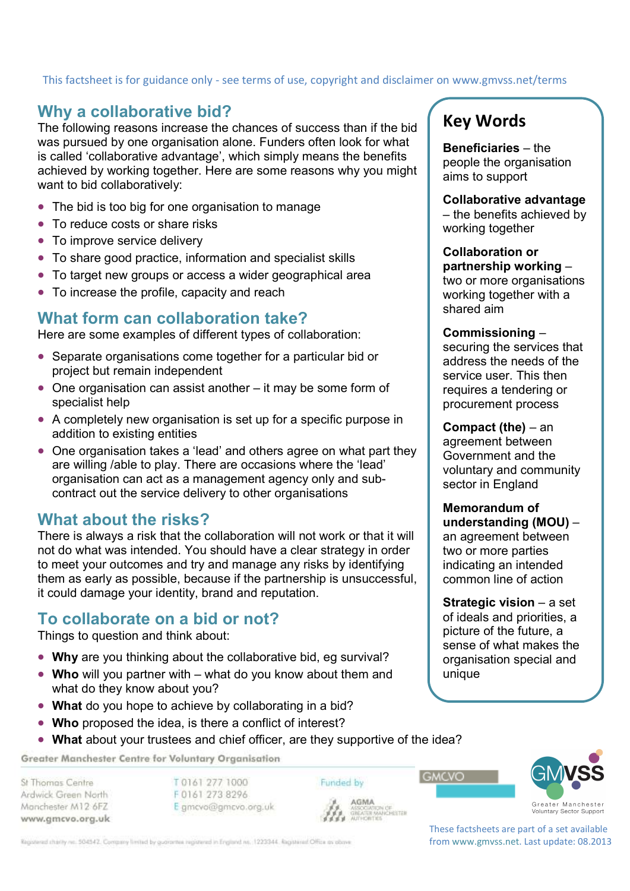This factsheet is for guidance only - see terms of use, copyright and disclaimer on www.gmvss.net/terms

## Why a collaborative bid?

The following reasons increase the chances of success than if the bid was pursued by one organisation alone. Funders often look for what is called 'collaborative advantage', which simply means the benefits achieved by working together. Here are some reasons why you might want to bid collaboratively:

- The bid is too big for one organisation to manage
- To reduce costs or share risks
- To improve service delivery
- To share good practice, information and specialist skills
- To target new groups or access a wider geographical area
- To increase the profile, capacity and reach

## What form can collaboration take?

Here are some examples of different types of collaboration:

- Separate organisations come together for a particular bid or project but remain independent
- One organisation can assist another – it may be some form of specialist help
- A completely new organisation is set up for a specific purpose in addition to existing entities
- One organisation takes a 'lead' and others agree on what part they are willing /able to play. There are occasions where the 'lead' organisation can act as a management agency only and sub-contract out the service delivery to other organisations

## What about the risks?

There is always a risk that the collaboration will not work or that it will not do what was intended. You should have a clear strategy in order to meet your outcomes and try and manage any risks by identifying them as early as possible, because if the partnership is unsuccessful, it could damage your identity, brand and reputation.

## To collaborate on a bid or not?

Things to question and think about:

- **Why** are you thinking about the collaborative bid, eg survival?
- **Who** will you partner with – what do you know about them and what do they know about you?
- **What** do you hope to achieve by collaborating in a bid?
- **Who** proposed the idea, is there a conflict of interest?
- **What** about your trustees and chief officer, are they supportive of the idea?

## Key Words

**Beneficiaries** – the people the organisation aims to support

**Collaborative advantage** – the benefits achieved by working together

**Collaboration or partnership working** – two or more organisations working together with a shared aim

**Commissioning** – securing the services that address the needs of the service user. This then requires a tendering or procurement process

**Compact (the)** – an agreement between Government and the voluntary and community sector in England

**Memorandum of understanding (MOU)** – an agreement between two or more parties indicating an intended common line of action

**Strategic vision** – a set of ideals and priorities, a picture of the future, a sense of what makes the organisation special and unique

Greater Manchester Centre for Voluntary Organisation

St Thomas Centre
Ardwick Green North
Manchester M12 6FZ
www.gmcvo.org.uk

T 0161 277 1000
F 0161 273 8296
E gmcvo@gmcvo.org.uk

Funded by AGMA Association of Greater Manchester Authorities

Registered charity no. 504542. Company limited by guarantee registered in England no. 1223344. Registered Office as above

GMCVO

GMVSS Greater Manchester Voluntary Sector Support

These factsheets are part of a set available from www.gmvss.net. Last update: 08.2013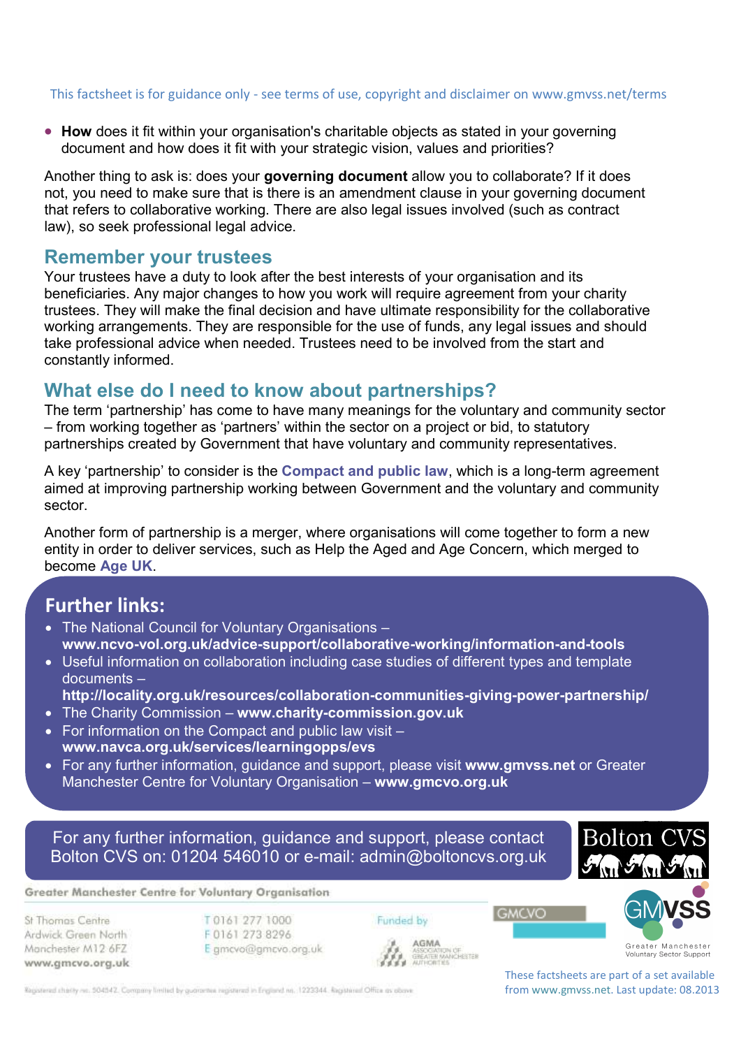This factsheet is for guidance only - see terms of use, copyright and disclaimer on www.gmvss.net/terms

- **How** does it fit within your organisation's charitable objects as stated in your governing document and how does it fit with your strategic vision, values and priorities?

Another thing to ask is: does your **governing document** allow you to collaborate? If it does not, you need to make sure that is there is an amendment clause in your governing document that refers to collaborative working. There are also legal issues involved (such as contract law), so seek professional legal advice.

## Remember your trustees

Your trustees have a duty to look after the best interests of your organisation and its beneficiaries. Any major changes to how you work will require agreement from your charity trustees. They will make the final decision and have ultimate responsibility for the collaborative working arrangements. They are responsible for the use of funds, any legal issues and should take professional advice when needed. Trustees need to be involved from the start and constantly informed.

## What else do I need to know about partnerships?

The term 'partnership' has come to have many meanings for the voluntary and community sector – from working together as 'partners' within the sector on a project or bid, to statutory partnerships created by Government that have voluntary and community representatives.

A key 'partnership' to consider is the **Compact and public law**, which is a long-term agreement aimed at improving partnership working between Government and the voluntary and community sector.

Another form of partnership is a merger, where organisations will come together to form a new entity in order to deliver services, such as Help the Aged and Age Concern, which merged to become **Age UK**.

## Further links:

- The National Council for Voluntary Organisations – **www.ncvo-vol.org.uk/advice-support/collaborative-working/information-and-tools**
- Useful information on collaboration including case studies of different types and template documents – **http://locality.org.uk/resources/collaboration-communities-giving-power-partnership/**
- The Charity Commission – **www.charity-commission.gov.uk**
- For information on the Compact and public law visit – **www.navca.org.uk/services/learningopps/evs**
- For any further information, guidance and support, please visit **www.gmvss.net** or Greater Manchester Centre for Voluntary Organisation – **www.gmcvo.org.uk**

For any further information, guidance and support, please contact Bolton CVS on: 01204 546010 or e-mail: admin@boltoncvs.org.uk

Bolton CVS

Greater Manchester Centre for Voluntary Organisation

St Thomas Centre
Ardwick Green North
Manchester M12 6FZ
www.gmcvo.org.uk

T 0161 277 1000
F 0161 273 8296
E gmcvo@gmcvo.org.uk

Funded by AGMA Association of Greater Manchester Authorities

GMCVO

GMVSS Greater Manchester Voluntary Sector Support

Registered charity no. 504542. Company limited by guarantee registered in England no. 1223344. Registered Office as above

These factsheets are part of a set available from www.gmvss.net. Last update: 08.2013